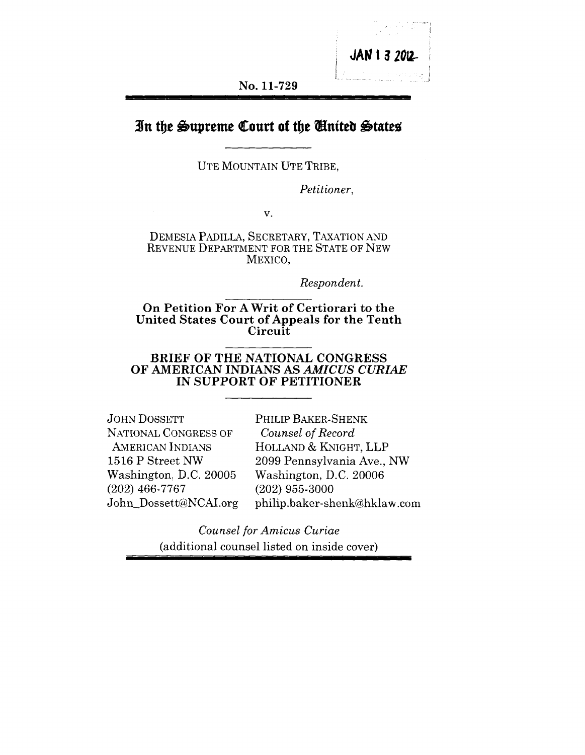JAN 1 3 2012

No. 11-729

# In the Supreme Court of the United States

UTE MOUNTAIN UTE TRIBE,

*Petitioner*,

v.

DEMESIA PADILLA, SECRETARY, TAXATION AND REVENUE DEPARTMENT FOR THE STATE OF NEW MEXICO,

*Respondent.*

**On Petition For A Writ of Certiorari to the United States Court of Appeals for the Tenth Circuit**

**BRIEF OF THE NATIONAL CONGRESS OF AMERICAN INDIANS AS *AMICUS CURIAE* IN SUPPORT OF PETITIONER**

JOHN DOSSETT
NATIONAL CONGRESS OF AMERICAN INDIANS
1516 P Street NW
Washington, D.C. 20005
(202) 466-7767
John_Dossett@NCAI.org

PHILIP BAKER-SHENK
*Counsel of Record*
HOLLAND & KNIGHT, LLP
2099 Pennsylvania Ave., NW
Washington, D.C. 20006
(202) 955-3000
philip.baker-shenk@hklaw.com

*Counsel for Amicus Curiae*
(additional counsel listed on inside cover)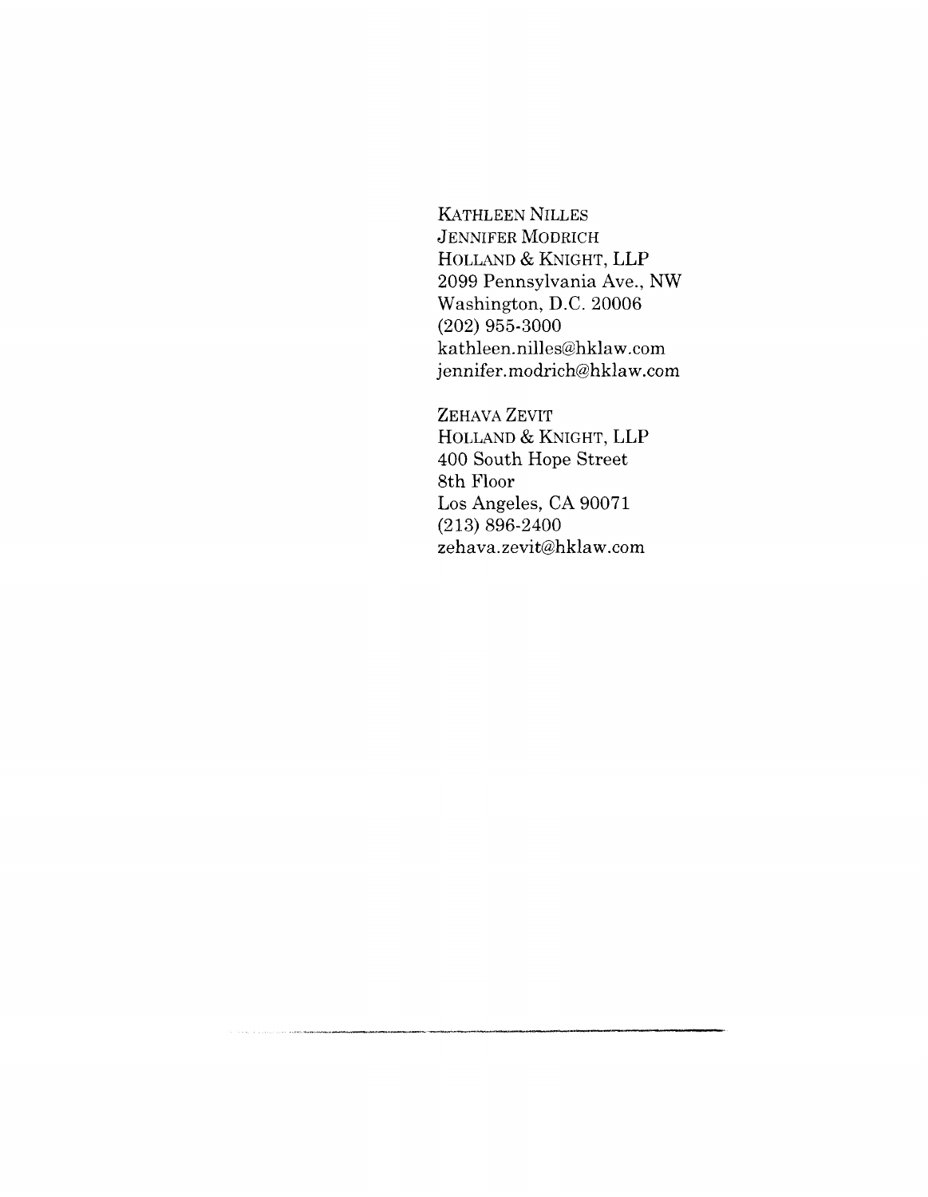KATHLEEN NILLES
JENNIFER MODRICH
HOLLAND & KNIGHT, LLP
2099 Pennsylvania Ave., NW
Washington, D.C. 20006
(202) 955-3000
kathleen.nilles@hklaw.com
jennifer.modrich@hklaw.com

ZEHAVA ZEVIT
HOLLAND & KNIGHT, LLP
400 South Hope Street
8th Floor
Los Angeles, CA 90071
(213) 896-2400
zehava.zevit@hklaw.com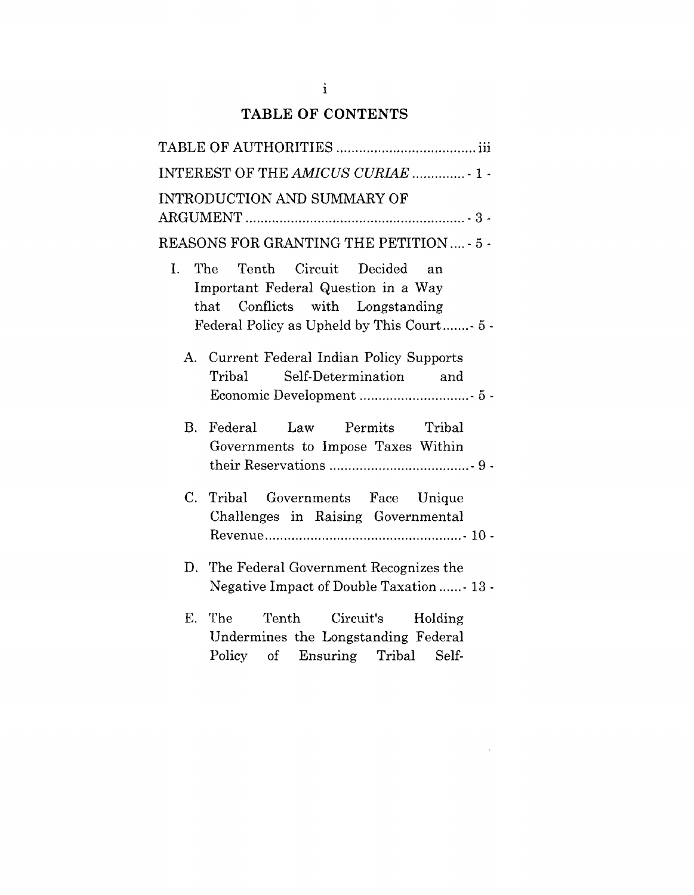# TABLE OF CONTENTS

TABLE OF AUTHORITIES .................................... iii

INTEREST OF THE *AMICUS CURIAE* .............. - 1 -

INTRODUCTION AND SUMMARY OF ARGUMENT .......................................................... - 3 -

REASONS FOR GRANTING THE PETITION .... - 5 -

- I. The Tenth Circuit Decided an Important Federal Question in a Way that Conflicts with Longstanding Federal Policy as Upheld by This Court ....... - 5 -
  - A. Current Federal Indian Policy Supports Tribal Self-Determination and Economic Development ............................. - 5 -
  - B. Federal Law Permits Tribal Governments to Impose Taxes Within their Reservations ..................................... - 9 -
  - C. Tribal Governments Face Unique Challenges in Raising Governmental Revenue .................................................... - 10 -
  - D. The Federal Government Recognizes the Negative Impact of Double Taxation ...... - 13 -
  - E. The Tenth Circuit's Holding Undermines the Longstanding Federal Policy of Ensuring Tribal Self-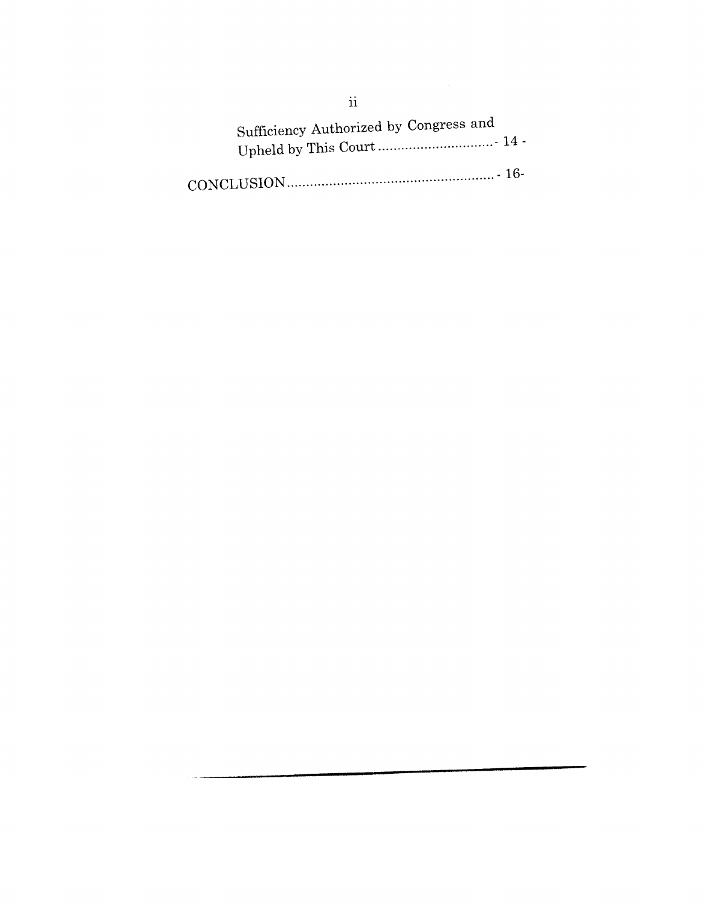Sufficiency Authorized by Congress and Upheld by This Court .............................. - 14 -

CONCLUSION ..................................................... - 16-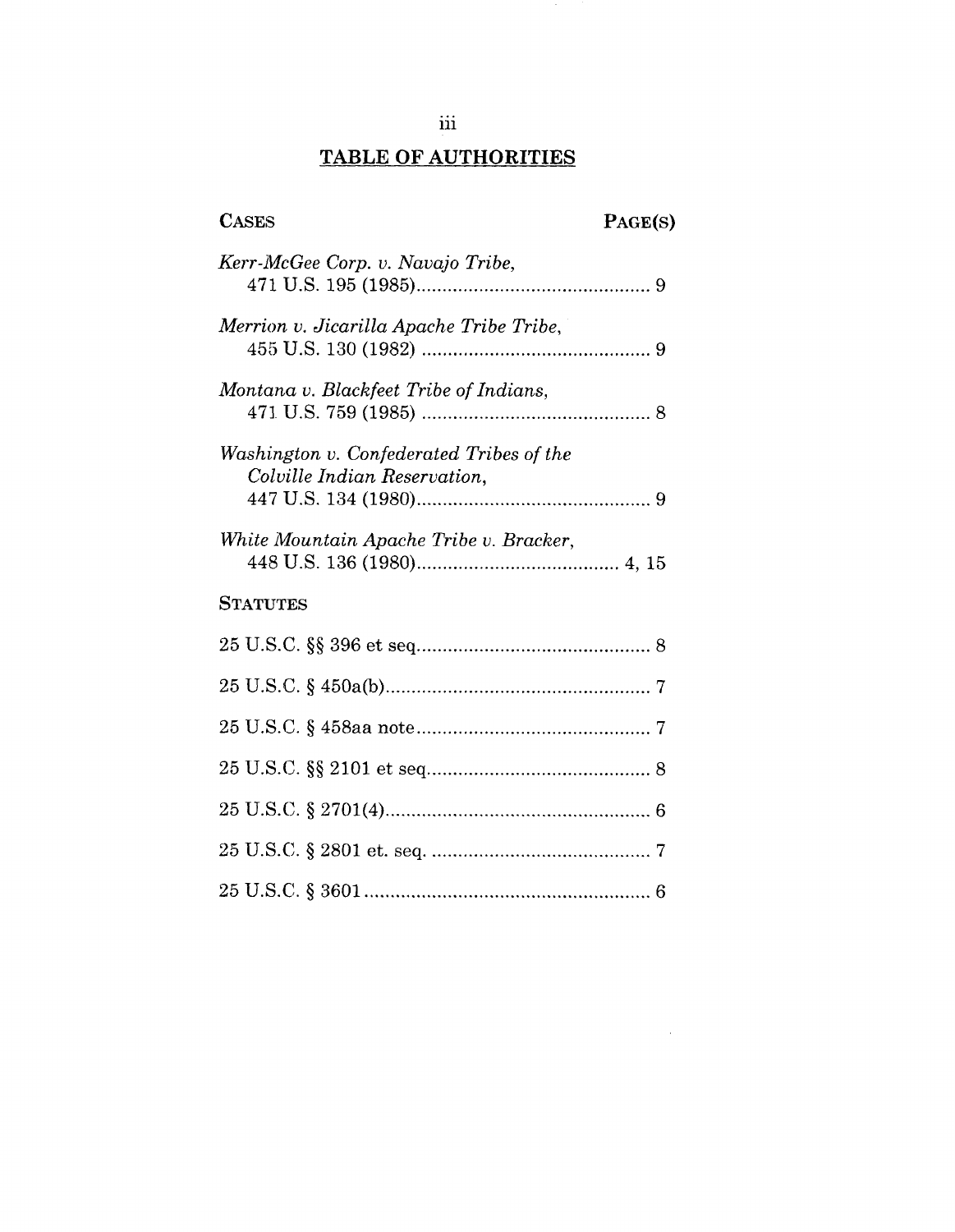## TABLE OF AUTHORITIES

| CASES | PAGE(S) |
|---|---|
| *Kerr-McGee Corp. v. Navajo Tribe*, 471 U.S. 195 (1985) | 9 |
| *Merrion v. Jicarilla Apache Tribe Tribe*, 455 U.S. 130 (1982) | 9 |
| *Montana v. Blackfeet Tribe of Indians*, 471 U.S. 759 (1985) | 8 |
| *Washington v. Confederated Tribes of the Colville Indian Reservation*, 447 U.S. 134 (1980) | 9 |
| *White Mountain Apache Tribe v. Bracker*, 448 U.S. 136 (1980) | 4, 15 |
| **STATUTES** | |
| 25 U.S.C. §§ 396 et seq. | 8 |
| 25 U.S.C. § 450a(b) | 7 |
| 25 U.S.C. § 458aa note | 7 |
| 25 U.S.C. §§ 2101 et seq. | 8 |
| 25 U.S.C. § 2701(4) | 6 |
| 25 U.S.C. § 2801 et. seq. | 7 |
| 25 U.S.C. § 3601 | 6 |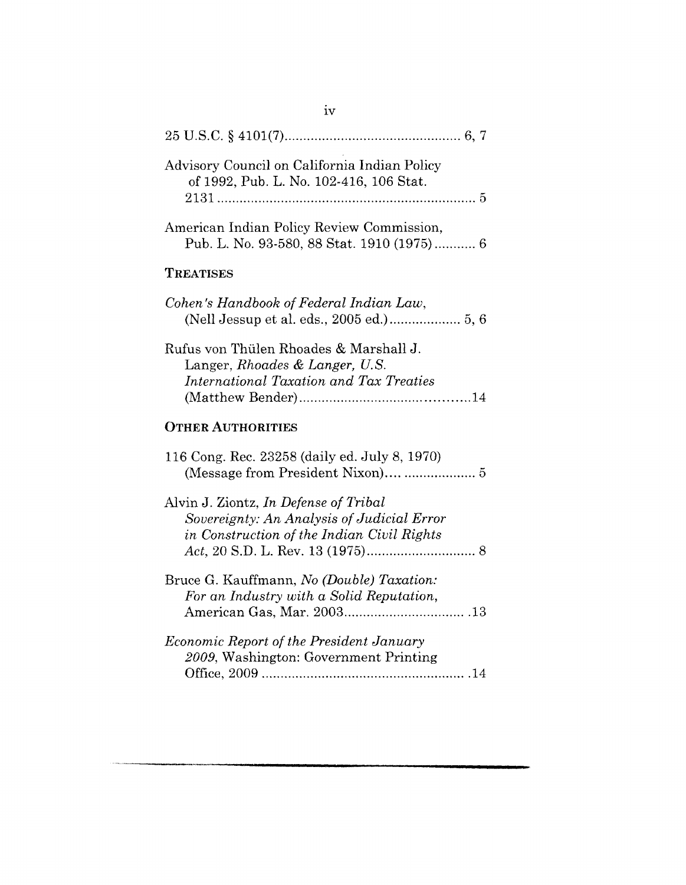25 U.S.C. § 4101(7) .............................................. 6, 7

Advisory Council on California Indian Policy of 1992, Pub. L. No. 102-416, 106 Stat. 2131 ..................................................................... 5

American Indian Policy Review Commission, Pub. L. No. 93-580, 88 Stat. 1910 (1975) ........... 6

**TREATISES**

*Cohen's Handbook of Federal Indian Law*, (Nell Jessup et al. eds., 2005 ed.) ................... 5, 6

Rufus von Thülen Rhoades & Marshall J. Langer, *Rhoades & Langer, U.S. International Taxation and Tax Treaties* (Matthew Bender) ............................................14

**OTHER AUTHORITIES**

116 Cong. Rec. 23258 (daily ed. July 8, 1970) (Message from President Nixon).... ................... 5

Alvin J. Ziontz, *In Defense of Tribal Sovereignty: An Analysis of Judicial Error in Construction of the Indian Civil Rights Act*, 20 S.D. L. Rev. 13 (1975) ............................. 8

Bruce G. Kauffmann, *No (Double) Taxation: For an Industry with a Solid Reputation*, American Gas, Mar. 2003 ................................ .13

*Economic Report of the President January 2009*, Washington: Government Printing Office, 2009 ...................................................... .14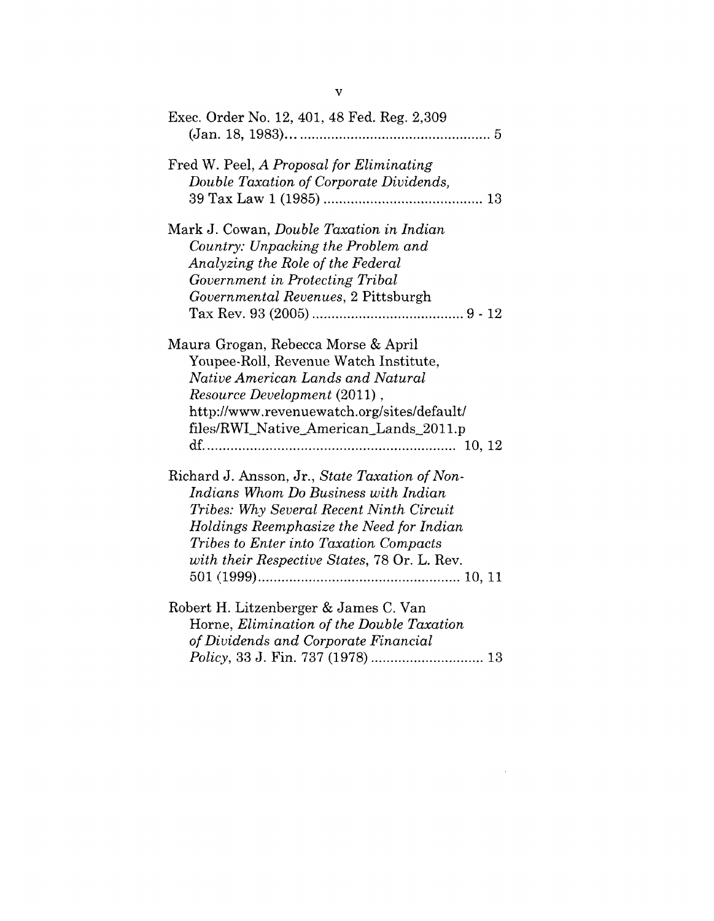Exec. Order No. 12, 401, 48 Fed. Reg. 2,309 (Jan. 18, 1983)... 5

Fred W. Peel, *A Proposal for Eliminating Double Taxation of Corporate Dividends,* 39 Tax Law 1 (1985) ... 13

Mark J. Cowan, *Double Taxation in Indian Country: Unpacking the Problem and Analyzing the Role of the Federal Government in Protecting Tribal Governmental Revenues*, 2 Pittsburgh Tax Rev. 93 (2005) ... 9 - 12

Maura Grogan, Rebecca Morse & April Youpee-Roll, Revenue Watch Institute, *Native American Lands and Natural Resource Development* (2011), http://www.revenuewatch.org/sites/default/files/RWI_Native_American_Lands_2011.pdf... 10, 12

Richard J. Ansson, Jr., *State Taxation of Non-Indians Whom Do Business with Indian Tribes: Why Several Recent Ninth Circuit Holdings Reemphasize the Need for Indian Tribes to Enter into Taxation Compacts with their Respective States*, 78 Or. L. Rev. 501 (1999)... 10, 11

Robert H. Litzenberger & James C. Van Horne, *Elimination of the Double Taxation of Dividends and Corporate Financial Policy*, 33 J. Fin. 737 (1978) ... 13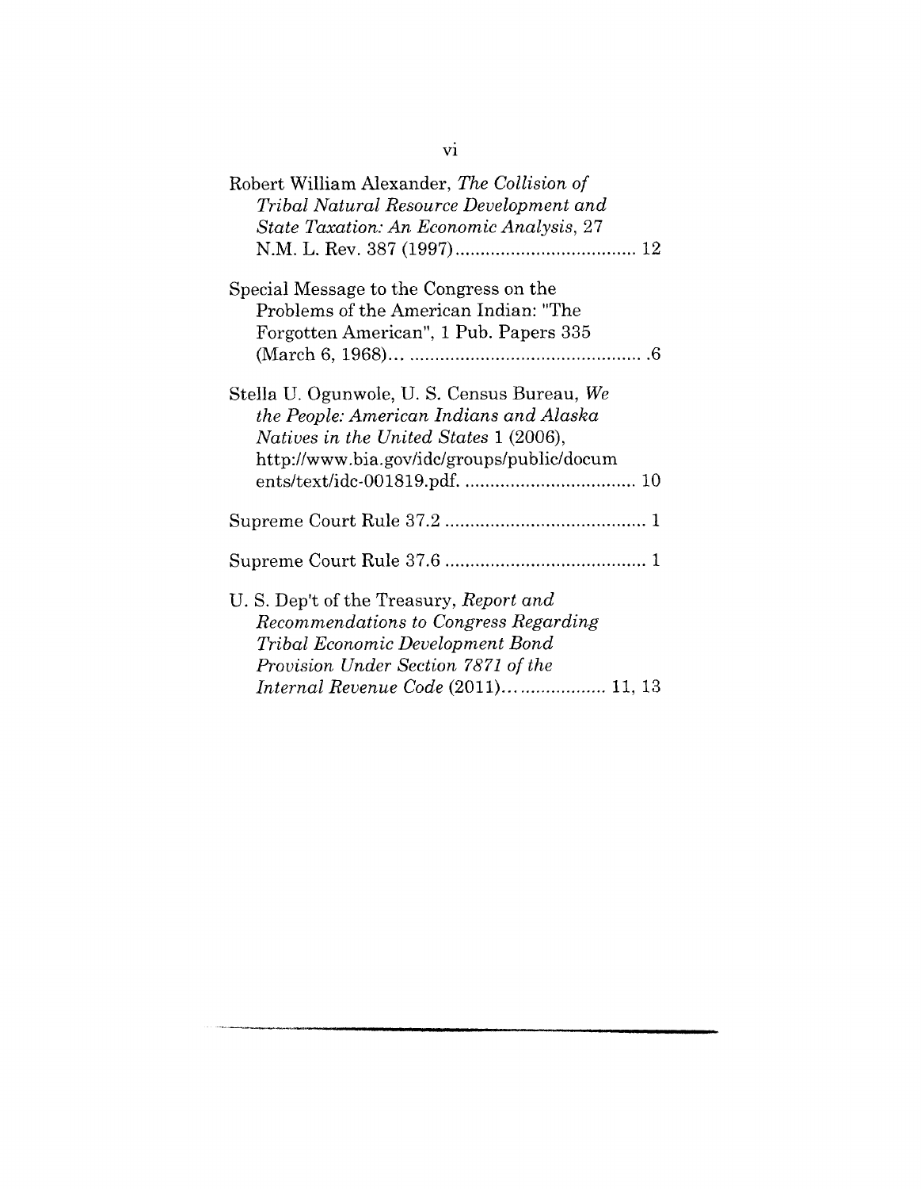Robert William Alexander, *The Collision of Tribal Natural Resource Development and State Taxation: An Economic Analysis*, 27 N.M. L. Rev. 387 (1997) .................................... 12

Special Message to the Congress on the Problems of the American Indian: "The Forgotten American", 1 Pub. Papers 335 (March 6, 1968)... ............................................... .6

Stella U. Ogunwole, U. S. Census Bureau, *We the People: American Indians and Alaska Natives in the United States* 1 (2006), http://www.bia.gov/idc/groups/public/documents/text/idc-001819.pdf. .................................. 10

Supreme Court Rule 37.2 ........................................ 1

Supreme Court Rule 37.6 ........................................ 1

U. S. Dep't of the Treasury, *Report and Recommendations to Congress Regarding Tribal Economic Development Bond Provision Under Section 7871 of the Internal Revenue Code* (2011)... ................. 11, 13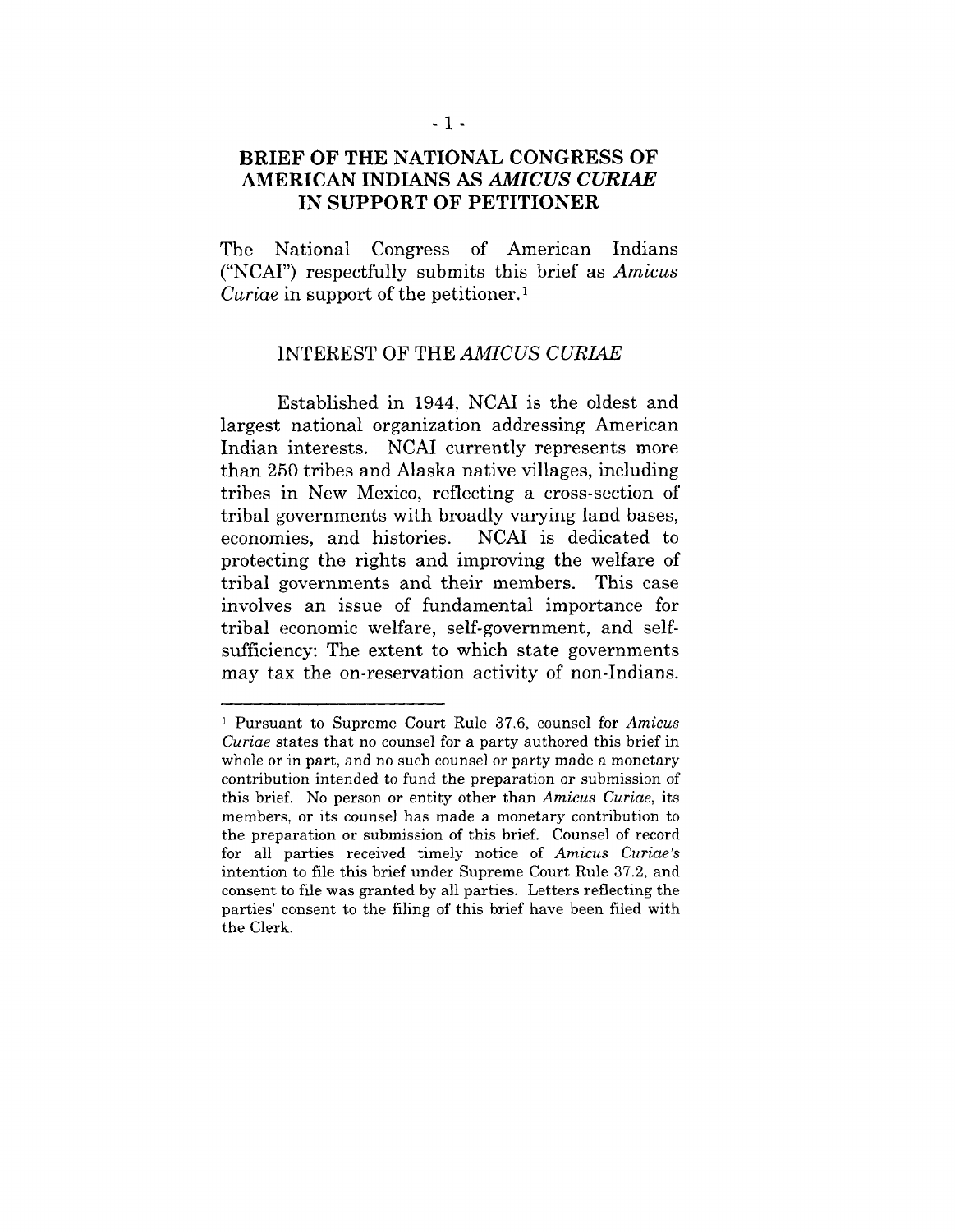# BRIEF OF THE NATIONAL CONGRESS OF AMERICAN INDIANS AS *AMICUS CURIAE* IN SUPPORT OF PETITIONER

The National Congress of American Indians ("NCAI") respectfully submits this brief as *Amicus Curiae* in support of the petitioner.[1]

## INTEREST OF THE *AMICUS CURIAE*

Established in 1944, NCAI is the oldest and largest national organization addressing American Indian interests. NCAI currently represents more than 250 tribes and Alaska native villages, including tribes in New Mexico, reflecting a cross-section of tribal governments with broadly varying land bases, economies, and histories. NCAI is dedicated to protecting the rights and improving the welfare of tribal governments and their members. This case involves an issue of fundamental importance for tribal economic welfare, self-government, and self-sufficiency: The extent to which state governments may tax the on-reservation activity of non-Indians.

---

[1] Pursuant to Supreme Court Rule 37.6, counsel for *Amicus Curiae* states that no counsel for a party authored this brief in whole or in part, and no such counsel or party made a monetary contribution intended to fund the preparation or submission of this brief. No person or entity other than *Amicus Curiae*, its members, or its counsel has made a monetary contribution to the preparation or submission of this brief. Counsel of record for all parties received timely notice of *Amicus Curiae's* intention to file this brief under Supreme Court Rule 37.2, and consent to file was granted by all parties. Letters reflecting the parties' consent to the filing of this brief have been filed with the Clerk.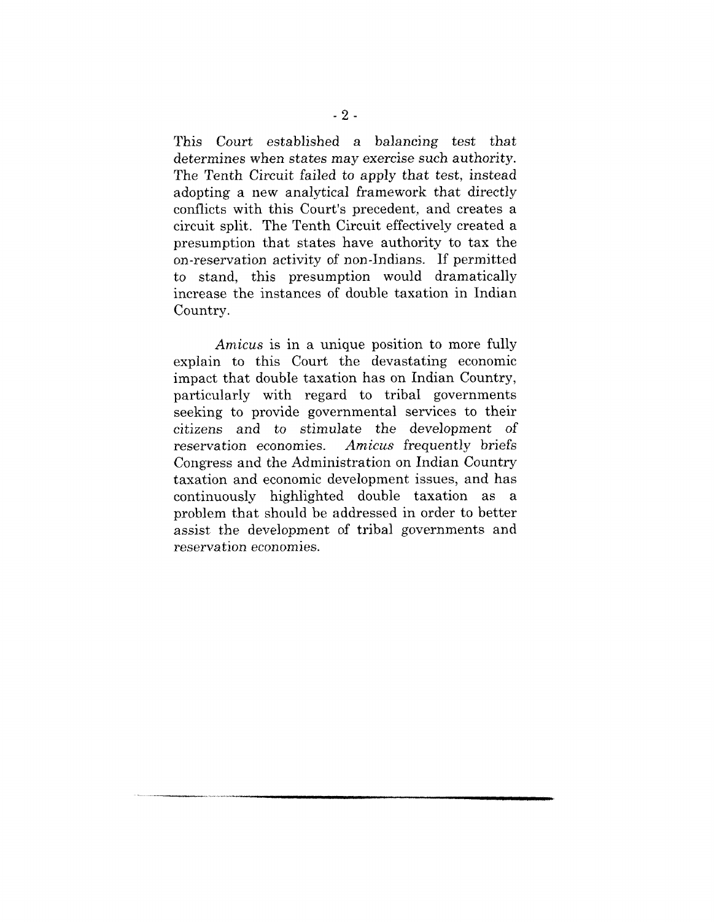This Court established a balancing test that determines when states may exercise such authority. The Tenth Circuit failed to apply that test, instead adopting a new analytical framework that directly conflicts with this Court's precedent, and creates a circuit split. The Tenth Circuit effectively created a presumption that states have authority to tax the on-reservation activity of non-Indians. If permitted to stand, this presumption would dramatically increase the instances of double taxation in Indian Country.

*Amicus* is in a unique position to more fully explain to this Court the devastating economic impact that double taxation has on Indian Country, particularly with regard to tribal governments seeking to provide governmental services to their citizens and to stimulate the development of reservation economies. *Amicus* frequently briefs Congress and the Administration on Indian Country taxation and economic development issues, and has continuously highlighted double taxation as a problem that should be addressed in order to better assist the development of tribal governments and reservation economies.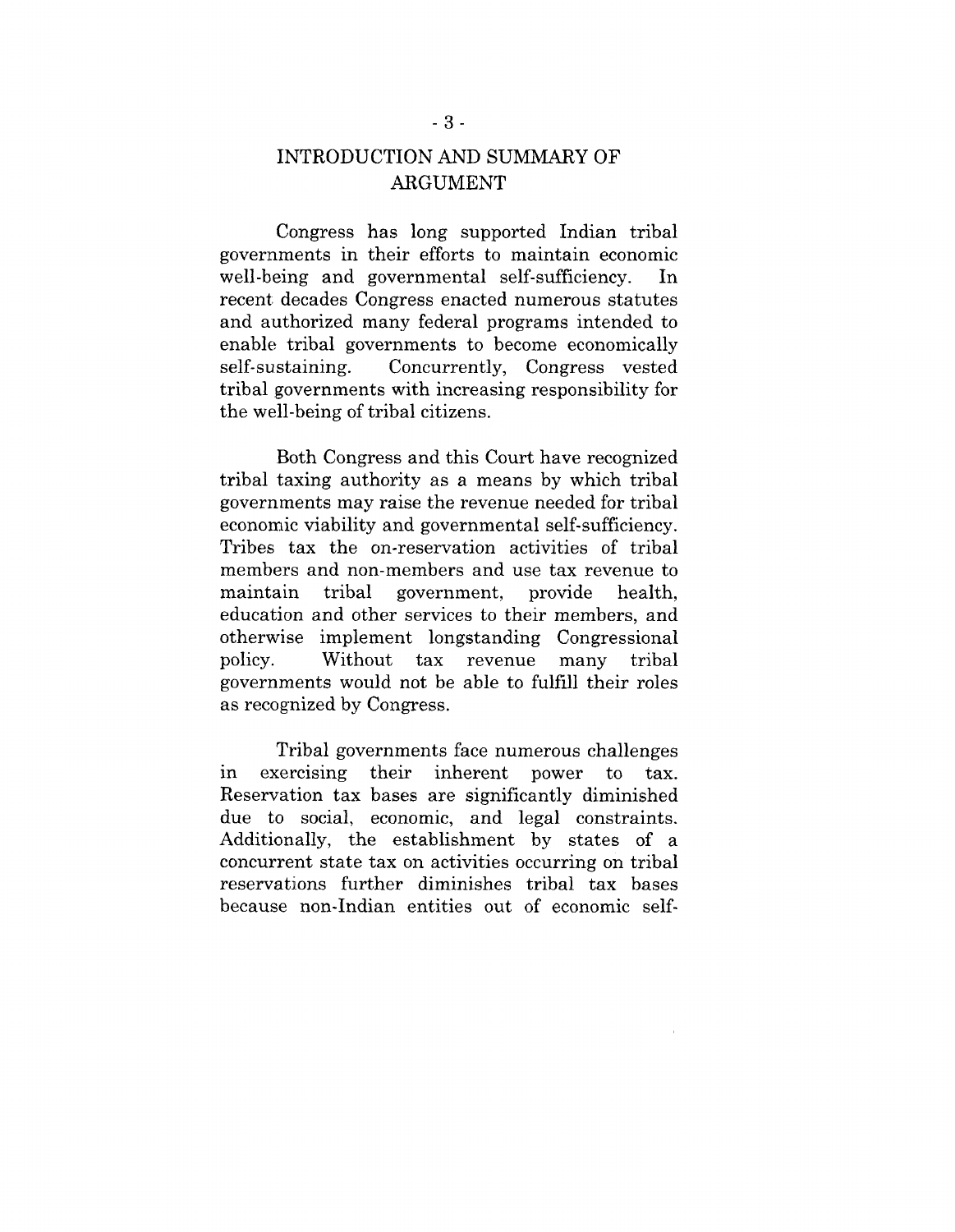## INTRODUCTION AND SUMMARY OF ARGUMENT

Congress has long supported Indian tribal governments in their efforts to maintain economic well-being and governmental self-sufficiency. In recent decades Congress enacted numerous statutes and authorized many federal programs intended to enable tribal governments to become economically self-sustaining. Concurrently, Congress vested tribal governments with increasing responsibility for the well-being of tribal citizens.

Both Congress and this Court have recognized tribal taxing authority as a means by which tribal governments may raise the revenue needed for tribal economic viability and governmental self-sufficiency. Tribes tax the on-reservation activities of tribal members and non-members and use tax revenue to maintain tribal government, provide health, education and other services to their members, and otherwise implement longstanding Congressional policy. Without tax revenue many tribal governments would not be able to fulfill their roles as recognized by Congress.

Tribal governments face numerous challenges in exercising their inherent power to tax. Reservation tax bases are significantly diminished due to social, economic, and legal constraints. Additionally, the establishment by states of a concurrent state tax on activities occurring on tribal reservations further diminishes tribal tax bases because non-Indian entities out of economic self-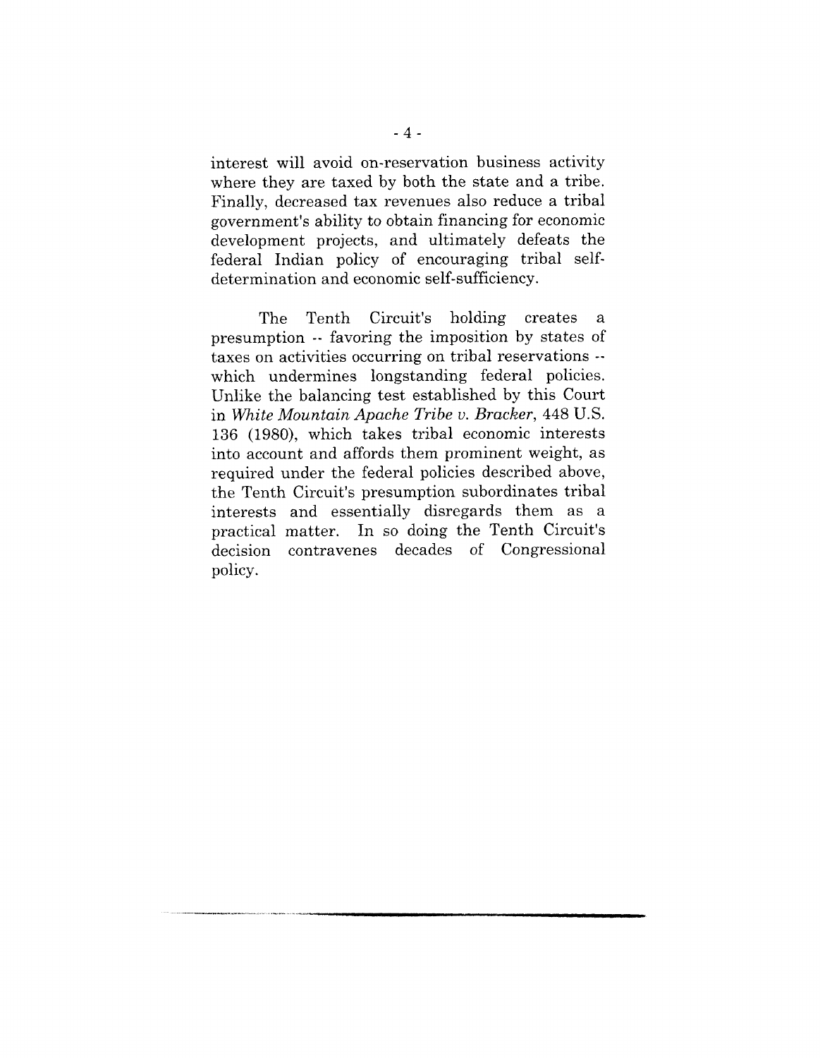interest will avoid on-reservation business activity where they are taxed by both the state and a tribe. Finally, decreased tax revenues also reduce a tribal government's ability to obtain financing for economic development projects, and ultimately defeats the federal Indian policy of encouraging tribal self-determination and economic self-sufficiency.

The Tenth Circuit's holding creates a presumption -- favoring the imposition by states of taxes on activities occurring on tribal reservations -- which undermines longstanding federal policies. Unlike the balancing test established by this Court in *White Mountain Apache Tribe v. Bracker*, 448 U.S. 136 (1980), which takes tribal economic interests into account and affords them prominent weight, as required under the federal policies described above, the Tenth Circuit's presumption subordinates tribal interests and essentially disregards them as a practical matter. In so doing the Tenth Circuit's decision contravenes decades of Congressional policy.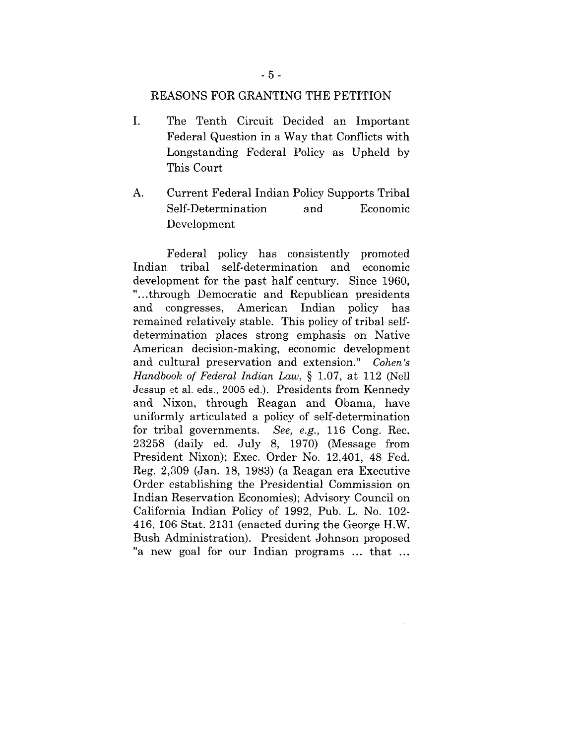## REASONS FOR GRANTING THE PETITION

I. The Tenth Circuit Decided an Important Federal Question in a Way that Conflicts with Longstanding Federal Policy as Upheld by This Court

A. Current Federal Indian Policy Supports Tribal Self-Determination and Economic Development

Federal policy has consistently promoted Indian tribal self-determination and economic development for the past half century. Since 1960, "...through Democratic and Republican presidents and congresses, American Indian policy has remained relatively stable. This policy of tribal self-determination places strong emphasis on Native American decision-making, economic development and cultural preservation and extension." *Cohen's Handbook of Federal Indian Law*, § 1.07, at 112 (Nell Jessup et al. eds., 2005 ed.). Presidents from Kennedy and Nixon, through Reagan and Obama, have uniformly articulated a policy of self-determination for tribal governments. *See, e.g.,* 116 Cong. Rec. 23258 (daily ed. July 8, 1970) (Message from President Nixon); Exec. Order No. 12,401, 48 Fed. Reg. 2,309 (Jan. 18, 1983) (a Reagan era Executive Order establishing the Presidential Commission on Indian Reservation Economies); Advisory Council on California Indian Policy of 1992, Pub. L. No. 102-416, 106 Stat. 2131 (enacted during the George H.W. Bush Administration). President Johnson proposed "a new goal for our Indian programs ... that ...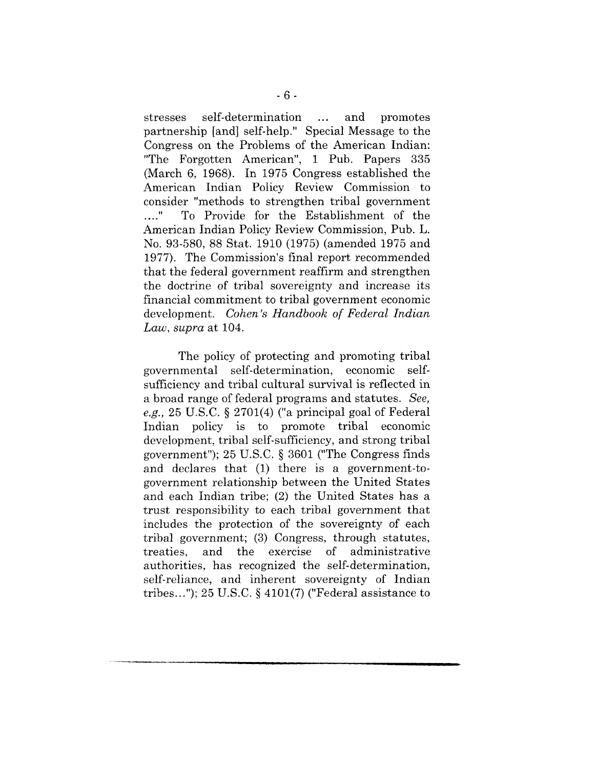stresses self-determination ... and promotes partnership [and] self-help." Special Message to the Congress on the Problems of the American Indian: "The Forgotten American", 1 Pub. Papers 335 (March 6, 1968). In 1975 Congress established the American Indian Policy Review Commission to consider "methods to strengthen tribal government ...." To Provide for the Establishment of the American Indian Policy Review Commission, Pub. L. No. 93-580, 88 Stat. 1910 (1975) (amended 1975 and 1977). The Commission's final report recommended that the federal government reaffirm and strengthen the doctrine of tribal sovereignty and increase its financial commitment to tribal government economic development. *Cohen's Handbook of Federal Indian Law*, *supra* at 104.

The policy of protecting and promoting tribal governmental self-determination, economic self-sufficiency and tribal cultural survival is reflected in a broad range of federal programs and statutes. *See, e.g.,* 25 U.S.C. § 2701(4) ("a principal goal of Federal Indian policy is to promote tribal economic development, tribal self-sufficiency, and strong tribal government"); 25 U.S.C. § 3601 ("The Congress finds and declares that (1) there is a government-to-government relationship between the United States and each Indian tribe; (2) the United States has a trust responsibility to each tribal government that includes the protection of the sovereignty of each tribal government; (3) Congress, through statutes, treaties, and the exercise of administrative authorities, has recognized the self-determination, self-reliance, and inherent sovereignty of Indian tribes..."); 25 U.S.C. § 4101(7) ("Federal assistance to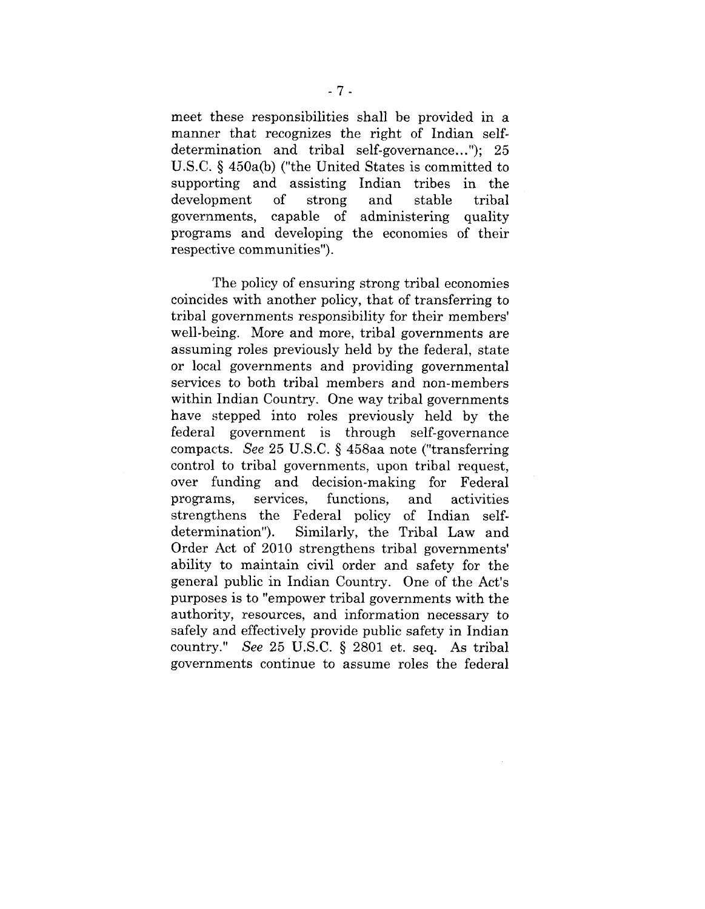meet these responsibilities shall be provided in a manner that recognizes the right of Indian self-determination and tribal self-governance..."); 25 U.S.C. § 450a(b) ("the United States is committed to supporting and assisting Indian tribes in the development of strong and stable tribal governments, capable of administering quality programs and developing the economies of their respective communities").

The policy of ensuring strong tribal economies coincides with another policy, that of transferring to tribal governments responsibility for their members' well-being. More and more, tribal governments are assuming roles previously held by the federal, state or local governments and providing governmental services to both tribal members and non-members within Indian Country. One way tribal governments have stepped into roles previously held by the federal government is through self-governance compacts. *See* 25 U.S.C. § 458aa note ("transferring control to tribal governments, upon tribal request, over funding and decision-making for Federal programs, services, functions, and activities strengthens the Federal policy of Indian self-determination"). Similarly, the Tribal Law and Order Act of 2010 strengthens tribal governments' ability to maintain civil order and safety for the general public in Indian Country. One of the Act's purposes is to "empower tribal governments with the authority, resources, and information necessary to safely and effectively provide public safety in Indian country." *See* 25 U.S.C. § 2801 et. seq. As tribal governments continue to assume roles the federal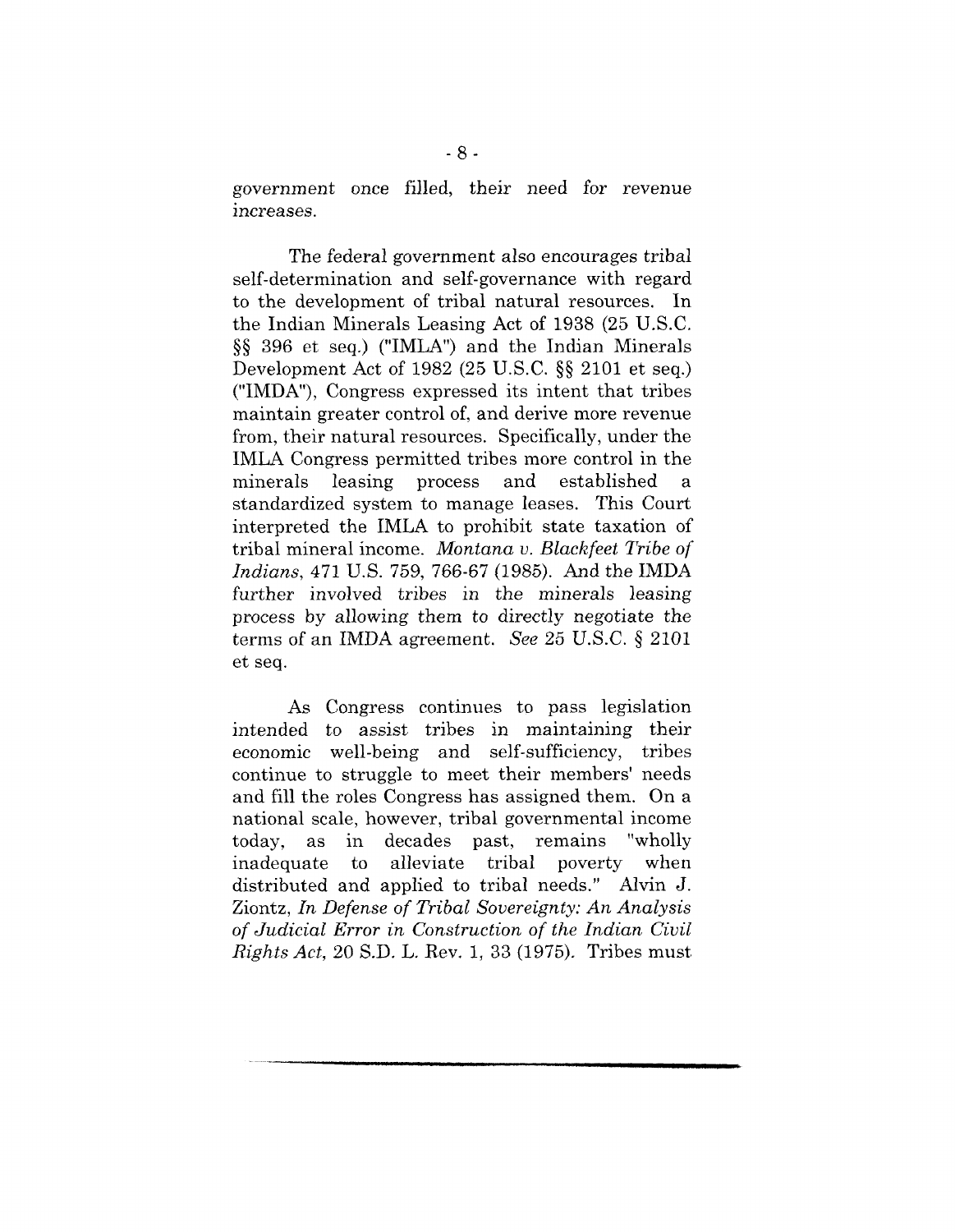government once filled, their need for revenue increases.

The federal government also encourages tribal self-determination and self-governance with regard to the development of tribal natural resources. In the Indian Minerals Leasing Act of 1938 (25 U.S.C. §§ 396 et seq.) ("IMLA") and the Indian Minerals Development Act of 1982 (25 U.S.C. §§ 2101 et seq.) ("IMDA"), Congress expressed its intent that tribes maintain greater control of, and derive more revenue from, their natural resources. Specifically, under the IMLA Congress permitted tribes more control in the minerals leasing process and established a standardized system to manage leases. This Court interpreted the IMLA to prohibit state taxation of tribal mineral income. *Montana v. Blackfeet Tribe of Indians*, 471 U.S. 759, 766-67 (1985). And the IMDA further involved tribes in the minerals leasing process by allowing them to directly negotiate the terms of an IMDA agreement. *See* 25 U.S.C. § 2101 et seq.

As Congress continues to pass legislation intended to assist tribes in maintaining their economic well-being and self-sufficiency, tribes continue to struggle to meet their members' needs and fill the roles Congress has assigned them. On a national scale, however, tribal governmental income today, as in decades past, remains "wholly inadequate to alleviate tribal poverty when distributed and applied to tribal needs." Alvin J. Ziontz, *In Defense of Tribal Sovereignty: An Analysis of Judicial Error in Construction of the Indian Civil Rights Act*, 20 S.D. L. Rev. 1, 33 (1975). Tribes must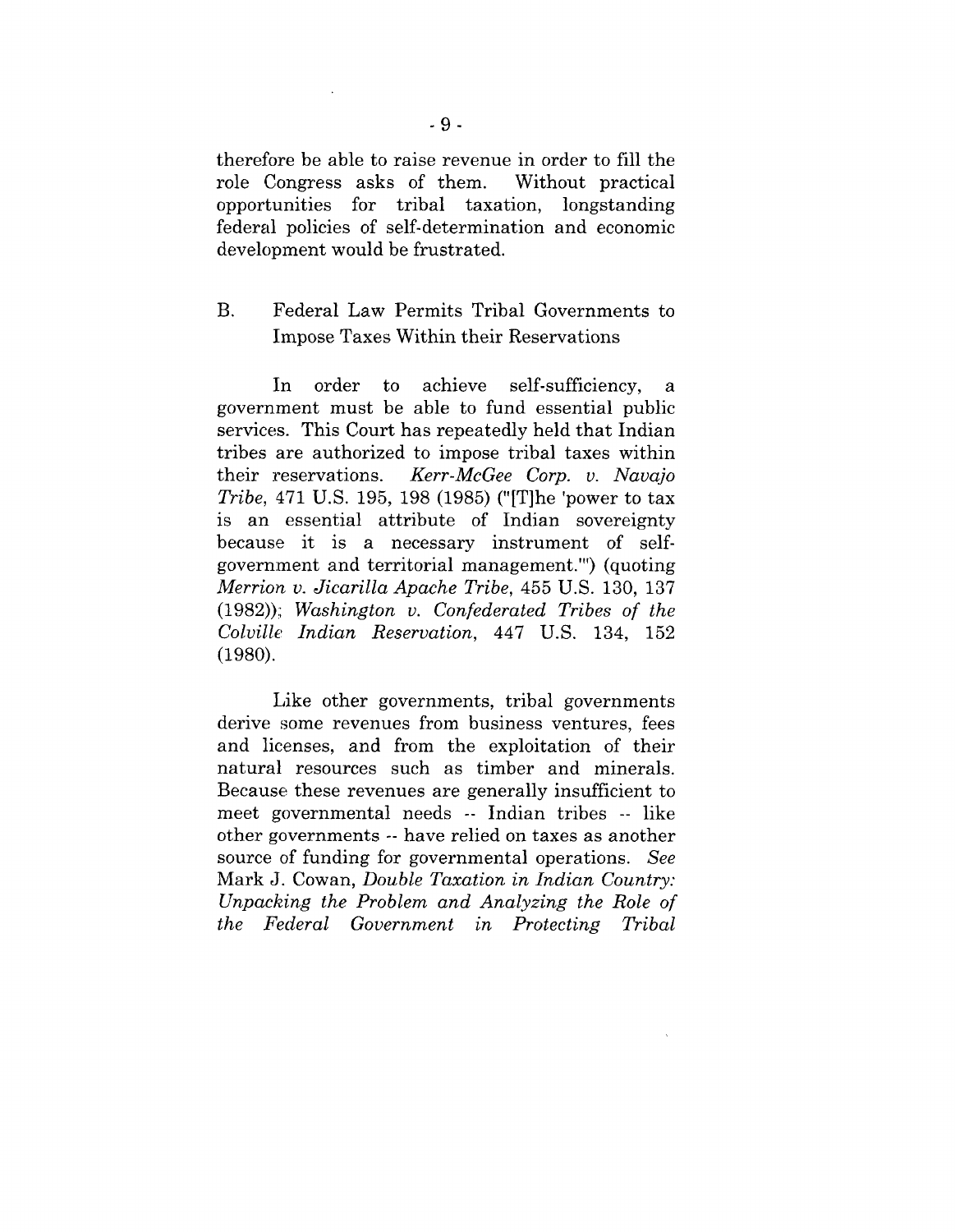therefore be able to raise revenue in order to fill the role Congress asks of them. Without practical opportunities for tribal taxation, longstanding federal policies of self-determination and economic development would be frustrated.

## B. Federal Law Permits Tribal Governments to Impose Taxes Within their Reservations

In order to achieve self-sufficiency, a government must be able to fund essential public services. This Court has repeatedly held that Indian tribes are authorized to impose tribal taxes within their reservations. *Kerr-McGee Corp. v. Navajo Tribe*, 471 U.S. 195, 198 (1985) ("[T]he 'power to tax is an essential attribute of Indian sovereignty because it is a necessary instrument of self-government and territorial management.'") (quoting *Merrion v. Jicarilla Apache Tribe*, 455 U.S. 130, 137 (1982)); *Washington v. Confederated Tribes of the Colville Indian Reservation*, 447 U.S. 134, 152 (1980).

Like other governments, tribal governments derive some revenues from business ventures, fees and licenses, and from the exploitation of their natural resources such as timber and minerals. Because these revenues are generally insufficient to meet governmental needs -- Indian tribes -- like other governments -- have relied on taxes as another source of funding for governmental operations. *See* Mark J. Cowan, *Double Taxation in Indian Country: Unpacking the Problem and Analyzing the Role of the Federal Government in Protecting Tribal*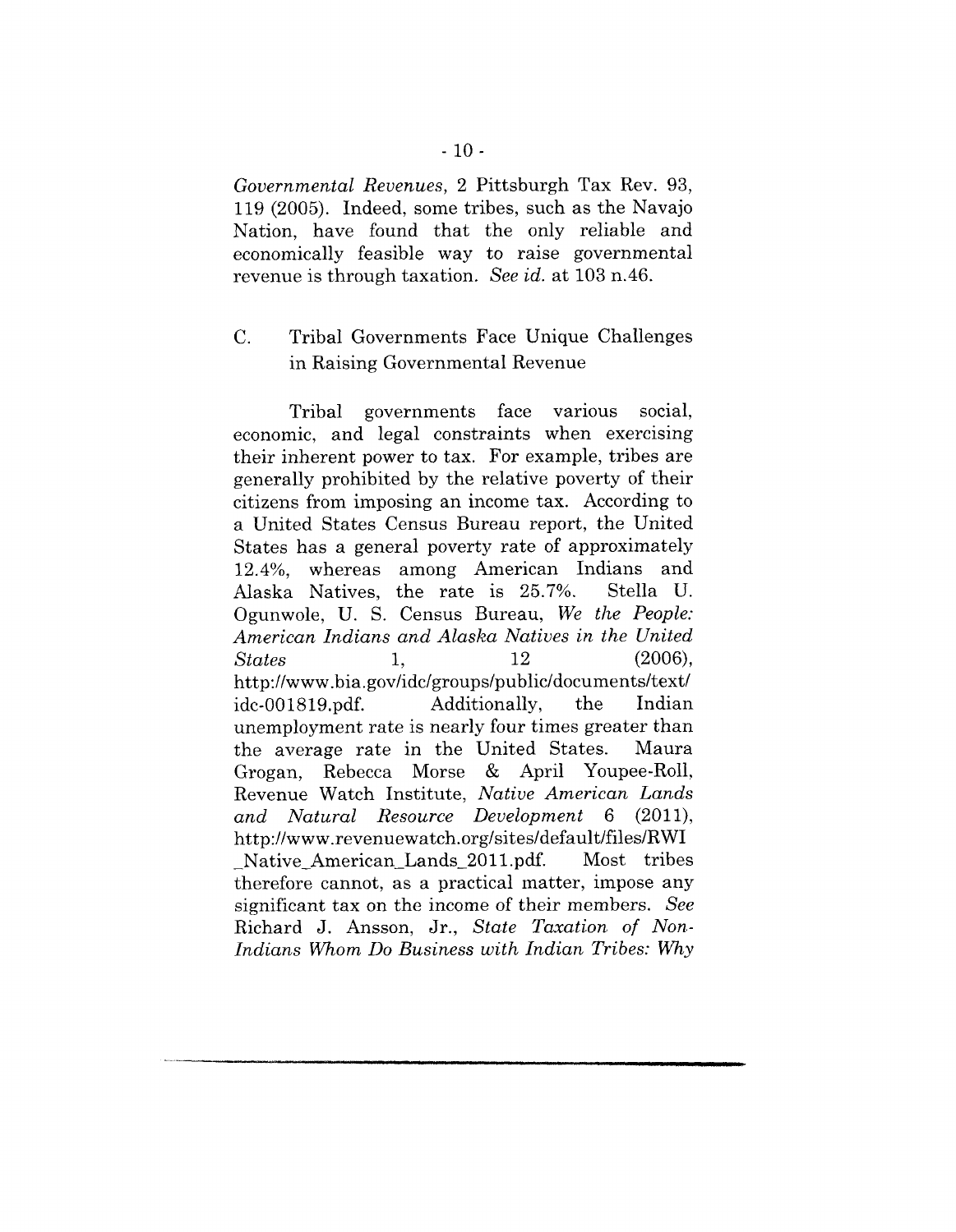*Governmental Revenues*, 2 Pittsburgh Tax Rev. 93, 119 (2005). Indeed, some tribes, such as the Navajo Nation, have found that the only reliable and economically feasible way to raise governmental revenue is through taxation. *See id.* at 103 n.46.

### C. Tribal Governments Face Unique Challenges in Raising Governmental Revenue

Tribal governments face various social, economic, and legal constraints when exercising their inherent power to tax. For example, tribes are generally prohibited by the relative poverty of their citizens from imposing an income tax. According to a United States Census Bureau report, the United States has a general poverty rate of approximately 12.4%, whereas among American Indians and Alaska Natives, the rate is 25.7%. Stella U. Ogunwole, U. S. Census Bureau, *We the People: American Indians and Alaska Natives in the United States* 1, 12 (2006), http://www.bia.gov/idc/groups/public/documents/text/idc-001819.pdf. Additionally, the Indian unemployment rate is nearly four times greater than the average rate in the United States. Maura Grogan, Rebecca Morse & April Youpee-Roll, Revenue Watch Institute, *Native American Lands and Natural Resource Development* 6 (2011), http://www.revenuewatch.org/sites/default/files/RWI_Native_American_Lands_2011.pdf. Most tribes therefore cannot, as a practical matter, impose any significant tax on the income of their members. *See* Richard J. Ansson, Jr., *State Taxation of Non-Indians Whom Do Business with Indian Tribes: Why*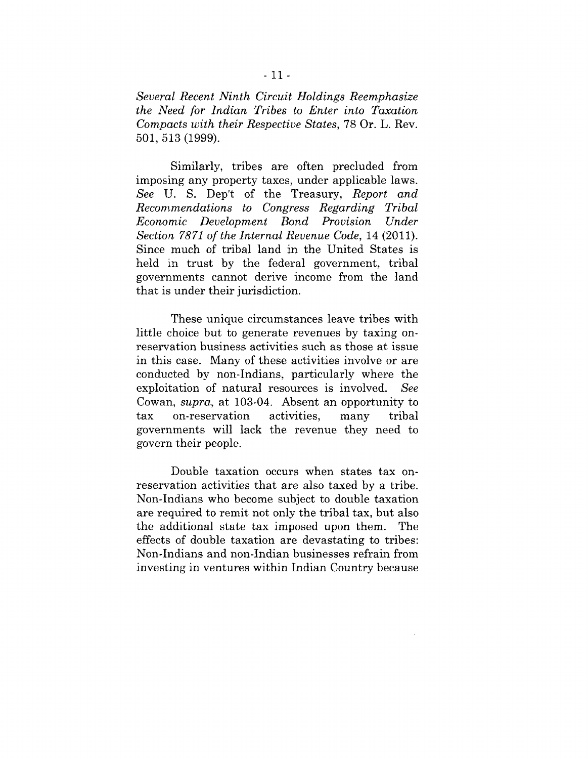*Several Recent Ninth Circuit Holdings Reemphasize the Need for Indian Tribes to Enter into Taxation Compacts with their Respective States*, 78 Or. L. Rev. 501, 513 (1999).

Similarly, tribes are often precluded from imposing any property taxes, under applicable laws. *See* U. S. Dep't of the Treasury, *Report and Recommendations to Congress Regarding Tribal Economic Development Bond Provision Under Section 7871 of the Internal Revenue Code*, 14 (2011). Since much of tribal land in the United States is held in trust by the federal government, tribal governments cannot derive income from the land that is under their jurisdiction.

These unique circumstances leave tribes with little choice but to generate revenues by taxing on-reservation business activities such as those at issue in this case. Many of these activities involve or are conducted by non-Indians, particularly where the exploitation of natural resources is involved. *See* Cowan, *supra*, at 103-04. Absent an opportunity to tax on-reservation activities, many tribal governments will lack the revenue they need to govern their people.

Double taxation occurs when states tax on-reservation activities that are also taxed by a tribe. Non-Indians who become subject to double taxation are required to remit not only the tribal tax, but also the additional state tax imposed upon them. The effects of double taxation are devastating to tribes: Non-Indians and non-Indian businesses refrain from investing in ventures within Indian Country because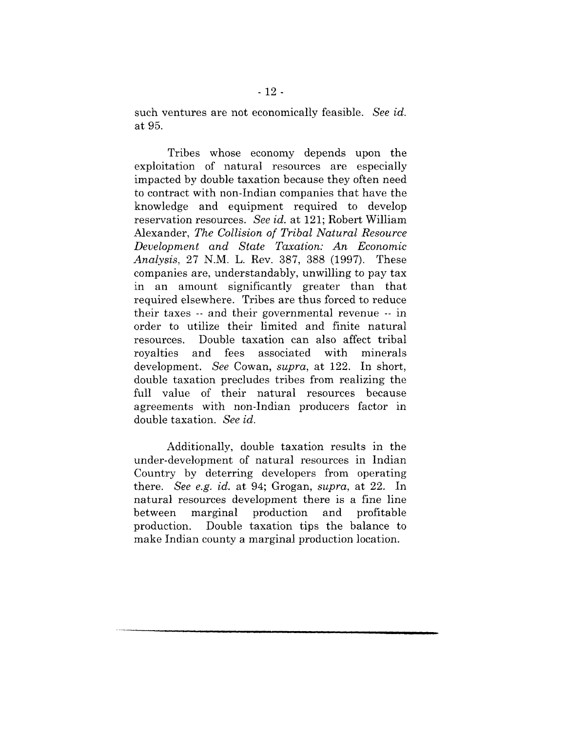such ventures are not economically feasible. *See id.* at 95.

Tribes whose economy depends upon the exploitation of natural resources are especially impacted by double taxation because they often need to contract with non-Indian companies that have the knowledge and equipment required to develop reservation resources. *See id.* at 121; Robert William Alexander, *The Collision of Tribal Natural Resource Development and State Taxation: An Economic Analysis*, 27 N.M. L. Rev. 387, 388 (1997). These companies are, understandably, unwilling to pay tax in an amount significantly greater than that required elsewhere. Tribes are thus forced to reduce their taxes -- and their governmental revenue -- in order to utilize their limited and finite natural resources. Double taxation can also affect tribal royalties and fees associated with minerals development. *See* Cowan, *supra*, at 122. In short, double taxation precludes tribes from realizing the full value of their natural resources because agreements with non-Indian producers factor in double taxation. *See id.*

Additionally, double taxation results in the under-development of natural resources in Indian Country by deterring developers from operating there. *See e.g. id.* at 94; Grogan, *supra*, at 22. In natural resources development there is a fine line between marginal production and profitable production. Double taxation tips the balance to make Indian county a marginal production location.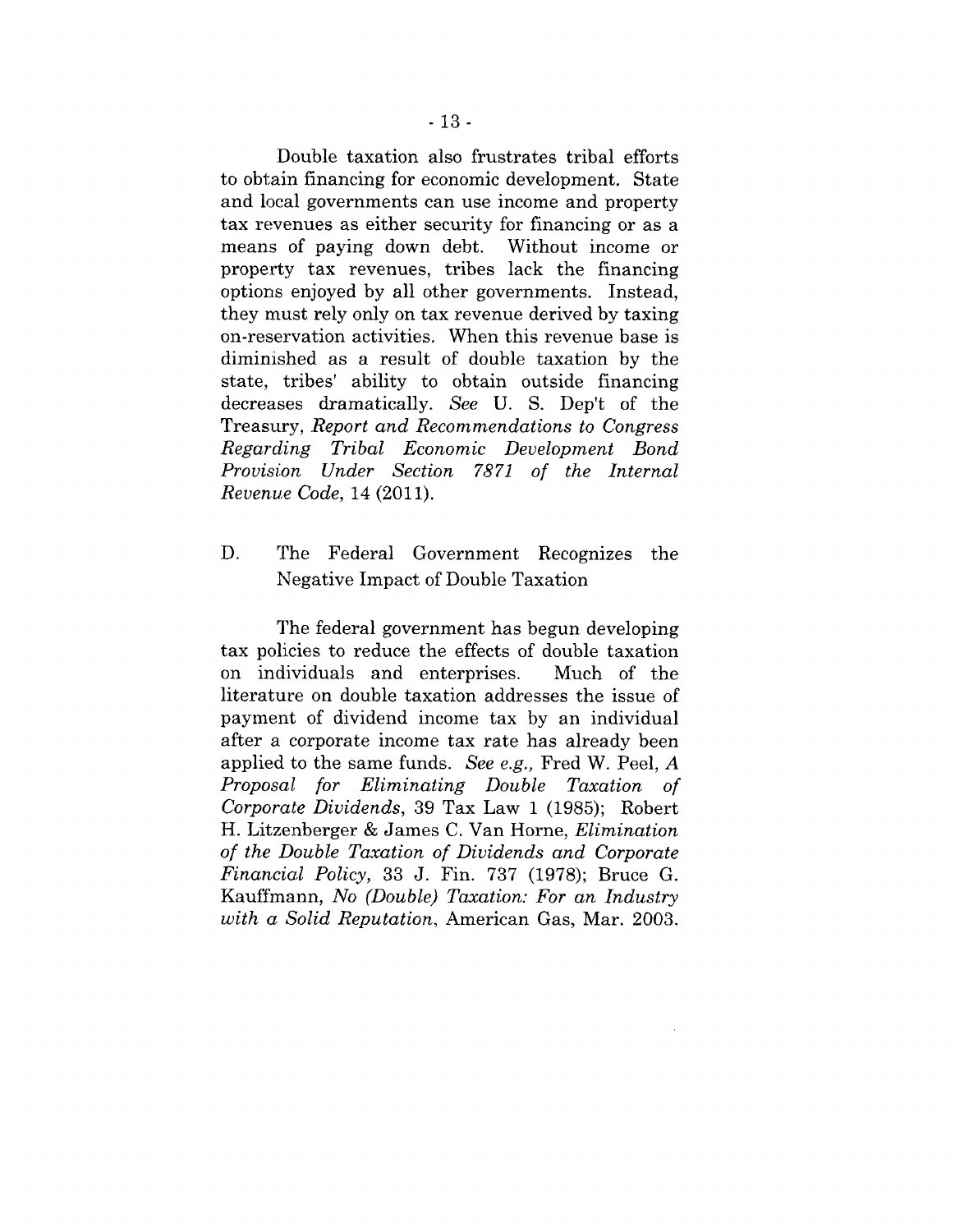Double taxation also frustrates tribal efforts to obtain financing for economic development. State and local governments can use income and property tax revenues as either security for financing or as a means of paying down debt. Without income or property tax revenues, tribes lack the financing options enjoyed by all other governments. Instead, they must rely only on tax revenue derived by taxing on-reservation activities. When this revenue base is diminished as a result of double taxation by the state, tribes' ability to obtain outside financing decreases dramatically. *See* U. S. Dep't of the Treasury, *Report and Recommendations to Congress Regarding Tribal Economic Development Bond Provision Under Section 7871 of the Internal Revenue Code*, 14 (2011).

## D. The Federal Government Recognizes the Negative Impact of Double Taxation

The federal government has begun developing tax policies to reduce the effects of double taxation on individuals and enterprises. Much of the literature on double taxation addresses the issue of payment of dividend income tax by an individual after a corporate income tax rate has already been applied to the same funds. *See e.g.,* Fred W. Peel, *A Proposal for Eliminating Double Taxation of Corporate Dividends*, 39 Tax Law 1 (1985); Robert H. Litzenberger & James C. Van Horne, *Elimination of the Double Taxation of Dividends and Corporate Financial Policy*, 33 J. Fin. 737 (1978); Bruce G. Kauffmann, *No (Double) Taxation: For an Industry with a Solid Reputation*, American Gas, Mar. 2003.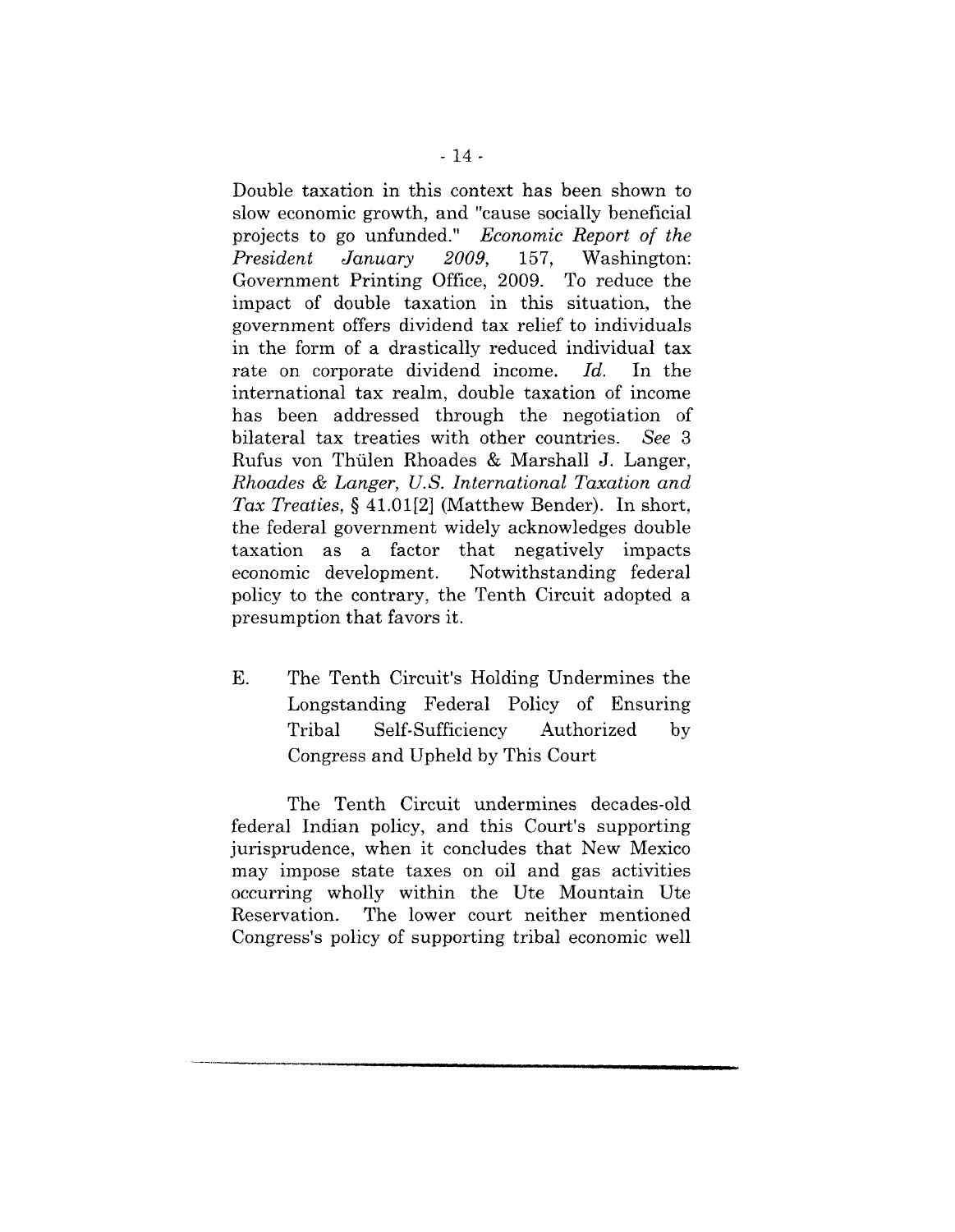Double taxation in this context has been shown to slow economic growth, and "cause socially beneficial projects to go unfunded." *Economic Report of the President January 2009*, 157, Washington: Government Printing Office, 2009. To reduce the impact of double taxation in this situation, the government offers dividend tax relief to individuals in the form of a drastically reduced individual tax rate on corporate dividend income. *Id.* In the international tax realm, double taxation of income has been addressed through the negotiation of bilateral tax treaties with other countries. *See* 3 Rufus von Thülen Rhoades & Marshall J. Langer, *Rhoades & Langer, U.S. International Taxation and Tax Treaties*, § 41.01[2] (Matthew Bender). In short, the federal government widely acknowledges double taxation as a factor that negatively impacts economic development. Notwithstanding federal policy to the contrary, the Tenth Circuit adopted a presumption that favors it.

### E. The Tenth Circuit's Holding Undermines the Longstanding Federal Policy of Ensuring Tribal Self-Sufficiency Authorized by Congress and Upheld by This Court

The Tenth Circuit undermines decades-old federal Indian policy, and this Court's supporting jurisprudence, when it concludes that New Mexico may impose state taxes on oil and gas activities occurring wholly within the Ute Mountain Ute Reservation. The lower court neither mentioned Congress's policy of supporting tribal economic well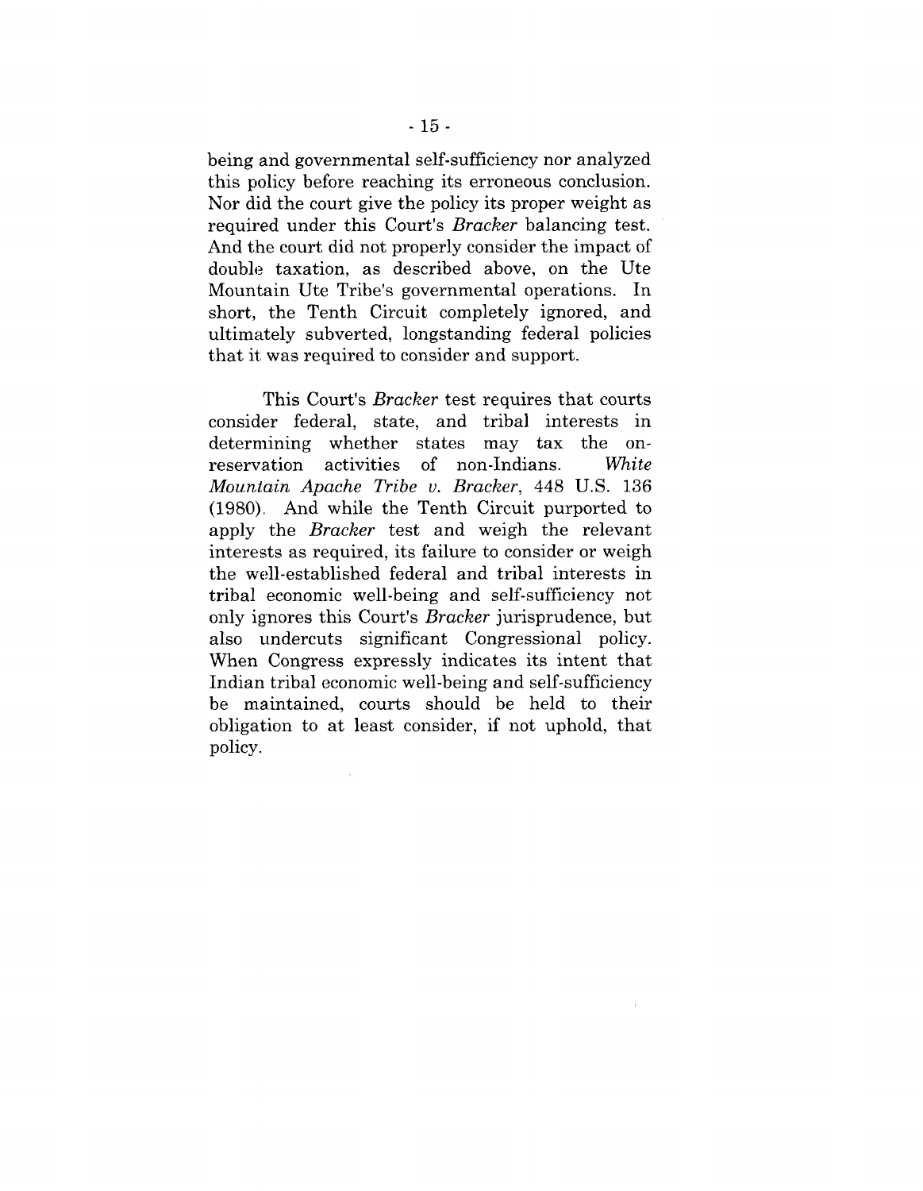being and governmental self-sufficiency nor analyzed this policy before reaching its erroneous conclusion. Nor did the court give the policy its proper weight as required under this Court's *Bracker* balancing test. And the court did not properly consider the impact of double taxation, as described above, on the Ute Mountain Ute Tribe's governmental operations. In short, the Tenth Circuit completely ignored, and ultimately subverted, longstanding federal policies that it was required to consider and support.

This Court's *Bracker* test requires that courts consider federal, state, and tribal interests in determining whether states may tax the on-reservation activities of non-Indians. *White Mountain Apache Tribe v. Bracker*, 448 U.S. 136 (1980). And while the Tenth Circuit purported to apply the *Bracker* test and weigh the relevant interests as required, its failure to consider or weigh the well-established federal and tribal interests in tribal economic well-being and self-sufficiency not only ignores this Court's *Bracker* jurisprudence, but also undercuts significant Congressional policy. When Congress expressly indicates its intent that Indian tribal economic well-being and self-sufficiency be maintained, courts should be held to their obligation to at least consider, if not uphold, that policy.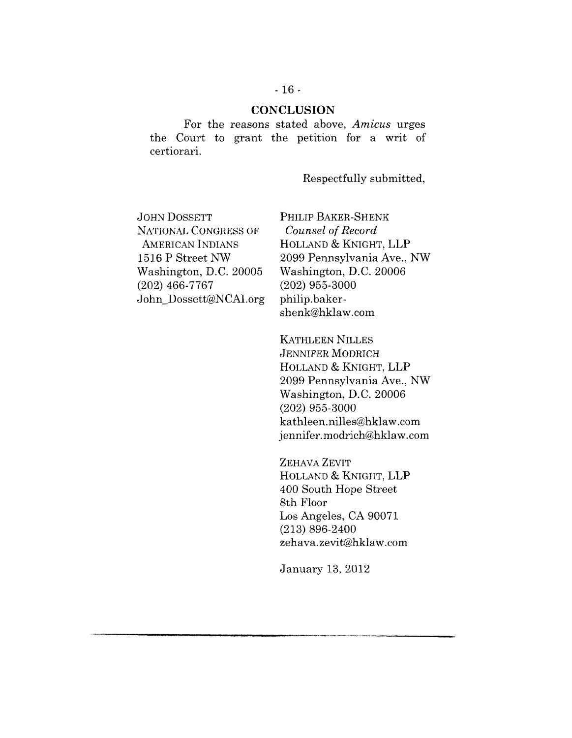## CONCLUSION

For the reasons stated above, *Amicus* urges the Court to grant the petition for a writ of certiorari.

Respectfully submitted,

JOHN DOSSETT
NATIONAL CONGRESS OF AMERICAN INDIANS
1516 P Street NW
Washington, D.C. 20005
(202) 466-7767
John_Dossett@NCAI.org

PHILIP BAKER-SHENK
*Counsel of Record*
HOLLAND & KNIGHT, LLP
2099 Pennsylvania Ave., NW
Washington, D.C. 20006
(202) 955-3000
philip.baker-shenk@hklaw.com

KATHLEEN NILLES
JENNIFER MODRICH
HOLLAND & KNIGHT, LLP
2099 Pennsylvania Ave., NW
Washington, D.C. 20006
(202) 955-3000
kathleen.nilles@hklaw.com
jennifer.modrich@hklaw.com

ZEHAVA ZEVIT
HOLLAND & KNIGHT, LLP
400 South Hope Street
8th Floor
Los Angeles, CA 90071
(213) 896-2400
zehava.zevit@hklaw.com

January 13, 2012